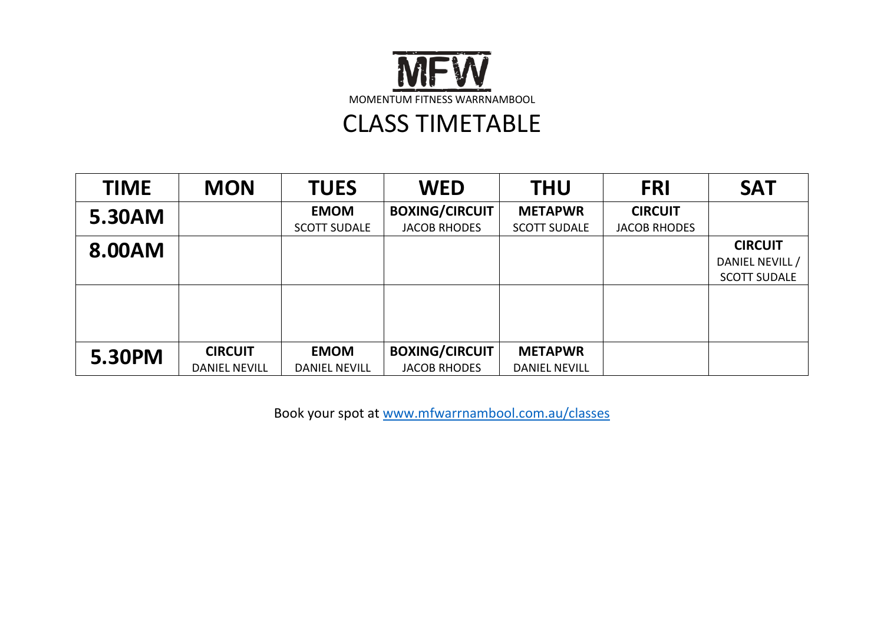# MFW

MOMENTUM FITNESS WARRNAMBOOL

## CLASS TIMETABLE

| TIME | MON | TUES | WED | THU | FRI | SAT |
|---|---|---|---|---|---|---|
| **5.30AM** | | **EMOM** SCOTT SUDALE | **BOXING/CIRCUIT** JACOB RHODES | **METAPWR** SCOTT SUDALE | **CIRCUIT** JACOB RHODES | |
| **8.00AM** | | | | | | **CIRCUIT** DANIEL NEVILL / SCOTT SUDALE |
| | | | | | | |
| **5.30PM** | **CIRCUIT** DANIEL NEVILL | **EMOM** DANIEL NEVILL | **BOXING/CIRCUIT** JACOB RHODES | **METAPWR** DANIEL NEVILL | | |

Book your spot at [www.mfwarrnambool.com.au/classes](http://www.mfwarrnambool.com.au/classes)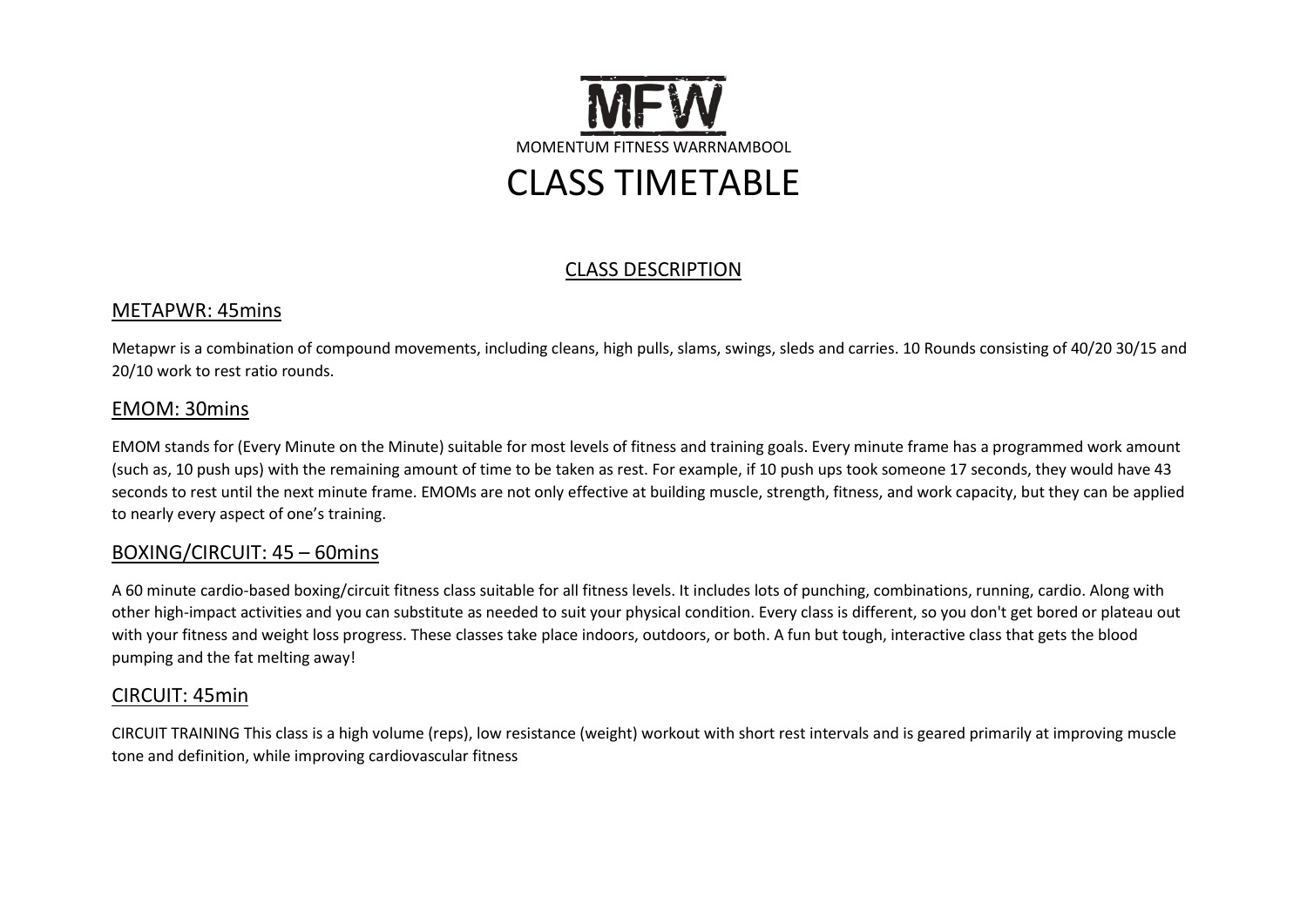# MFW

MOMENTUM FITNESS WARRNAMBOOL

# CLASS TIMETABLE

## CLASS DESCRIPTION

### METAPWR: 45mins

Metapwr is a combination of compound movements, including cleans, high pulls, slams, swings, sleds and carries. 10 Rounds consisting of 40/20 30/15 and 20/10 work to rest ratio rounds.

### EMOM: 30mins

EMOM stands for (Every Minute on the Minute) suitable for most levels of fitness and training goals. Every minute frame has a programmed work amount (such as, 10 push ups) with the remaining amount of time to be taken as rest. For example, if 10 push ups took someone 17 seconds, they would have 43 seconds to rest until the next minute frame. EMOMs are not only effective at building muscle, strength, fitness, and work capacity, but they can be applied to nearly every aspect of one's training.

### BOXING/CIRCUIT: 45 – 60mins

A 60 minute cardio-based boxing/circuit fitness class suitable for all fitness levels. It includes lots of punching, combinations, running, cardio. Along with other high-impact activities and you can substitute as needed to suit your physical condition. Every class is different, so you don't get bored or plateau out with your fitness and weight loss progress. These classes take place indoors, outdoors, or both. A fun but tough, interactive class that gets the blood pumping and the fat melting away!

### CIRCUIT: 45min

CIRCUIT TRAINING This class is a high volume (reps), low resistance (weight) workout with short rest intervals and is geared primarily at improving muscle tone and definition, while improving cardiovascular fitness